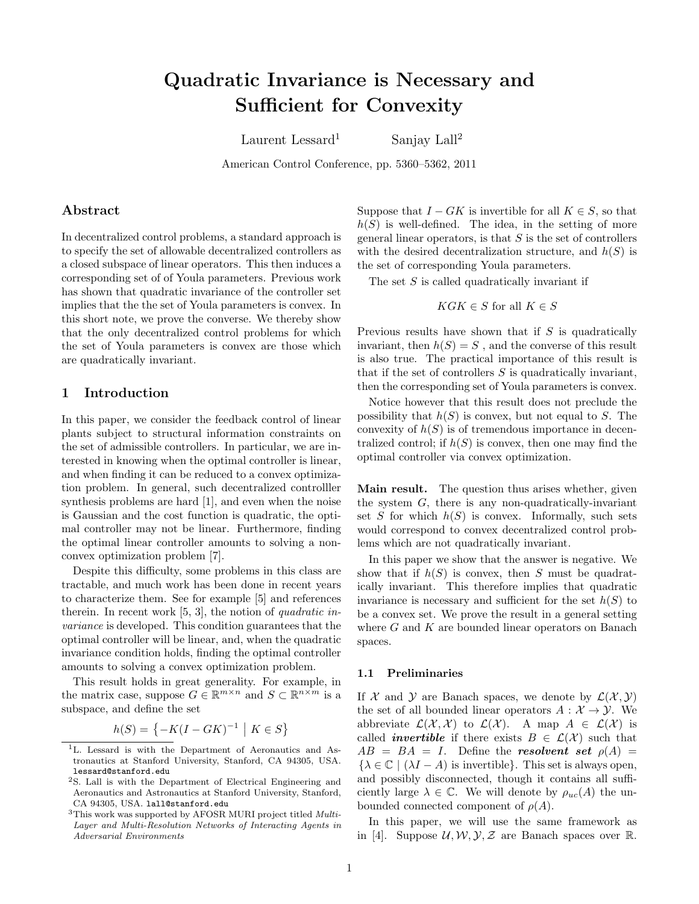# Quadratic Invariance is Necessary and Sufficient for Convexity

Laurent Lessard[1] Sanjay Lall[2]

American Control Conference, pp. 5360–5362, 2011

## Abstract

In decentralized control problems, a standard approach is to specify the set of allowable decentralized controllers as a closed subspace of linear operators. This then induces a corresponding set of of Youla parameters. Previous work has shown that quadratic invariance of the controller set implies that the the set of Youla parameters is convex. In this short note, we prove the converse. We thereby show that the only decentralized control problems for which the set of Youla parameters is convex are those which are quadratically invariant.

## 1 Introduction

In this paper, we consider the feedback control of linear plants subject to structural information constraints on the set of admissible controllers. In particular, we are interested in knowing when the optimal controller is linear, and when finding it can be reduced to a convex optimization problem. In general, such decentralized controlller synthesis problems are hard [1], and even when the noise is Gaussian and the cost function is quadratic, the optimal controller may not be linear. Furthermore, finding the optimal linear controller amounts to solving a nonconvex optimization problem [7].

Despite this difficulty, some problems in this class are tractable, and much work has been done in recent years to characterize them. See for example [5] and references therein. In recent work [5, 3], the notion of *quadratic invariance* is developed. This condition guarantees that the optimal controller will be linear, and, when the quadratic invariance condition holds, finding the optimal controller amounts to solving a convex optimization problem.

This result holds in great generality. For example, in the matrix case, suppose $G \in \mathbb{R}^{m \times n}$ and $S \subset \mathbb{R}^{n \times m}$ is a subspace, and define the set

$$h(S) = \left\{ -K(I - GK)^{-1} \;\middle|\; K \in S \right\}$$

Suppose that $I - GK$ is invertible for all $K \in S$, so that $h(S)$ is well-defined. The idea, in the setting of more general linear operators, is that $S$ is the set of controllers with the desired decentralization structure, and $h(S)$ is the set of corresponding Youla parameters.

The set $S$ is called quadratically invariant if

$$KGK \in S \text{ for all } K \in S$$

Previous results have shown that if $S$ is quadratically invariant, then $h(S) = S$ , and the converse of this result is also true. The practical importance of this result is that if the set of controllers $S$ is quadratically invariant, then the corresponding set of Youla parameters is convex.

Notice however that this result does not preclude the possibility that $h(S)$ is convex, but not equal to $S$. The convexity of $h(S)$ is of tremendous importance in decentralized control; if $h(S)$ is convex, then one may find the optimal controller via convex optimization.

**Main result.** The question thus arises whether, given the system $G$, there is any non-quadratically-invariant set $S$ for which $h(S)$ is convex. Informally, such sets would correspond to convex decentralized control problems which are not quadratically invariant.

In this paper we show that the answer is negative. We show that if $h(S)$ is convex, then $S$ must be quadratically invariant. This therefore implies that quadratic invariance is necessary and sufficient for the set $h(S)$ to be a convex set. We prove the result in a general setting where $G$ and $K$ are bounded linear operators on Banach spaces.

### 1.1 Preliminaries

If $\mathcal{X}$ and $\mathcal{Y}$ are Banach spaces, we denote by $\mathcal{L}(\mathcal{X}, \mathcal{Y})$ the set of all bounded linear operators $A : \mathcal{X} \to \mathcal{Y}$. We abbreviate $\mathcal{L}(\mathcal{X}, \mathcal{X})$ to $\mathcal{L}(\mathcal{X})$. A map $A \in \mathcal{L}(\mathcal{X})$ is called ***invertible*** if there exists $B \in \mathcal{L}(\mathcal{X})$ such that $AB = BA = I$. Define the ***resolvent set*** $\rho(A) = \{\lambda \in \mathbb{C} \mid (\lambda I - A) \text{ is invertible}\}$. This set is always open, and possibly disconnected, though it contains all sufficiently large $\lambda \in \mathbb{C}$. We will denote by $\rho_{uc}(A)$ the unbounded connected component of $\rho(A)$.

In this paper, we will use the same framework as in [4]. Suppose $\mathcal{U}, \mathcal{W}, \mathcal{Y}, \mathcal{Z}$ are Banach spaces over $\mathbb{R}$.

[1] L. Lessard is with the Department of Aeronautics and Astronautics at Stanford University, Stanford, CA 94305, USA. lessard@stanford.edu

[2] S. Lall is with the Department of Electrical Engineering and Aeronautics and Astronautics at Stanford University, Stanford, CA 94305, USA. lall@stanford.edu

[3] This work was supported by AFOSR MURI project titled *Multi-Layer and Multi-Resolution Networks of Interacting Agents in Adversarial Environments*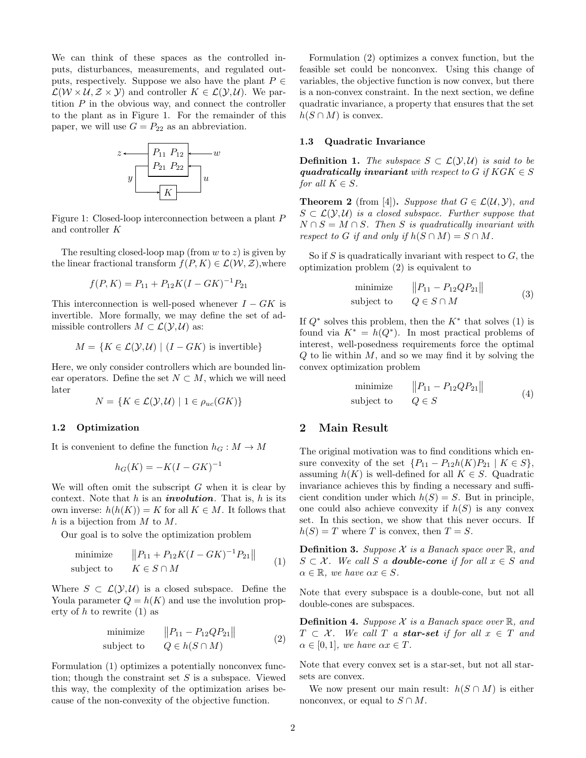We can think of these spaces as the controlled inputs, disturbances, measurements, and regulated outputs, respectively. Suppose we also have the plant $P \in \mathcal{L}(\mathcal{W} \times \mathcal{U}, \mathcal{Z} \times \mathcal{Y})$ and controller $K \in \mathcal{L}(\mathcal{Y}, \mathcal{U})$. We partition $P$ in the obvious way, and connect the controller to the plant as in Figure 1. For the remainder of this paper, we will use $G = P_{22}$ as an abbreviation.

Figure 1: Closed-loop interconnection between a plant $P$ and controller $K$

The resulting closed-loop map (from $w$ to $z$) is given by the linear fractional transform $f(P, K) \in \mathcal{L}(\mathcal{W}, \mathcal{Z})$,where

$$f(P, K) = P_{11} + P_{12}K(I - GK)^{-1}P_{21}$$

This interconnection is well-posed whenever $I - GK$ is invertible. More formally, we may define the set of admissible controllers $M \subset \mathcal{L}(\mathcal{Y}, \mathcal{U})$ as:

$$M = \{K \in \mathcal{L}(\mathcal{Y}, \mathcal{U}) \mid (I - GK) \text{ is invertible}\}$$

Here, we only consider controllers which are bounded linear operators. Define the set $N \subset M$, which we will need later

$$N = \{K \in \mathcal{L}(\mathcal{Y}, \mathcal{U}) \mid 1 \in \rho_{uc}(GK)\}$$

### 1.2 Optimization

It is convenient to define the function $h_G : M \to M$

$$h_G(K) = -K(I - GK)^{-1}$$

We will often omit the subscript $G$ when it is clear by context. Note that $h$ is an ***involution***. That is, $h$ is its own inverse: $h(h(K)) = K$ for all $K \in M$. It follows that $h$ is a bijection from $M$ to $M$.

Our goal is to solve the optimization problem

$$\begin{array}{ll} \text{minimize} & \left\|P_{11} + P_{12}K(I - GK)^{-1}P_{21}\right\| \\ \text{subject to} & K \in S \cap M \end{array} \tag{1}$$

Where $S \subset \mathcal{L}(\mathcal{Y}, \mathcal{U})$ is a closed subspace. Define the Youla parameter $Q = h(K)$ and use the involution property of $h$ to rewrite (1) as

$$\begin{array}{ll} \text{minimize} & \left\|P_{11} - P_{12}QP_{21}\right\| \\ \text{subject to} & Q \in h(S \cap M) \end{array} \tag{2}$$

Formulation (1) optimizes a potentially nonconvex function; though the constraint set $S$ is a subspace. Viewed this way, the complexity of the optimization arises because of the non-convexity of the objective function.

Formulation (2) optimizes a convex function, but the feasible set could be nonconvex. Using this change of variables, the objective function is now convex, but there is a non-convex constraint. In the next section, we define quadratic invariance, a property that ensures that the set $h(S \cap M)$ is convex.

### 1.3 Quadratic Invariance

**Definition 1.** *The subspace $S \subset \mathcal{L}(\mathcal{Y}, \mathcal{U})$ is said to be **quadratically invariant** with respect to $G$ if $KGK \in S$ for all $K \in S$.*

**Theorem 2** (from [4])**.** *Suppose that $G \in \mathcal{L}(\mathcal{U}, \mathcal{Y})$, and $S \subset \mathcal{L}(\mathcal{Y}, \mathcal{U})$ is a closed subspace. Further suppose that $N \cap S = M \cap S$. Then $S$ is quadratically invariant with respect to $G$ if and only if $h(S \cap M) = S \cap M$.*

So if $S$ is quadratically invariant with respect to $G$, the optimization problem (2) is equivalent to

$$\begin{array}{ll} \text{minimize} & \left\|P_{11} - P_{12}QP_{21}\right\| \\ \text{subject to} & Q \in S \cap M \end{array} \tag{3}$$

If $Q^*$ solves this problem, then the $K^*$ that solves (1) is found via $K^* = h(Q^*)$. In most practical problems of interest, well-posedness requirements force the optimal $Q$ to lie within $M$, and so we may find it by solving the convex optimization problem

$$\begin{array}{ll} \text{minimize} & \left\|P_{11} - P_{12}QP_{21}\right\| \\ \text{subject to} & Q \in S \end{array} \tag{4}$$

## 2 Main Result

The original motivation was to find conditions which ensure convexity of the set $\{P_{11} - P_{12}h(K)P_{21} \mid K \in S\}$, assuming $h(K)$ is well-defined for all $K \in S$. Quadratic invariance achieves this by finding a necessary and sufficient condition under which $h(S) = S$. But in principle, one could also achieve convexity if $h(S)$ is any convex set. In this section, we show that this never occurs. If $h(S) = T$ where $T$ is convex, then $T = S$.

**Definition 3.** *Suppose $\mathcal{X}$ is a Banach space over $\mathbb{R}$, and $S \subset \mathcal{X}$. We call $S$ a **double-cone** if for all $x \in S$ and $\alpha \in \mathbb{R}$, we have $\alpha x \in S$.*

Note that every subspace is a double-cone, but not all double-cones are subspaces.

**Definition 4.** *Suppose $\mathcal{X}$ is a Banach space over $\mathbb{R}$, and $T \subset \mathcal{X}$. We call $T$ a **star-set** if for all $x \in T$ and $\alpha \in [0, 1]$, we have $\alpha x \in T$.*

Note that every convex set is a star-set, but not all star-sets are convex.

We now present our main result: $h(S \cap M)$ is either nonconvex, or equal to $S \cap M$.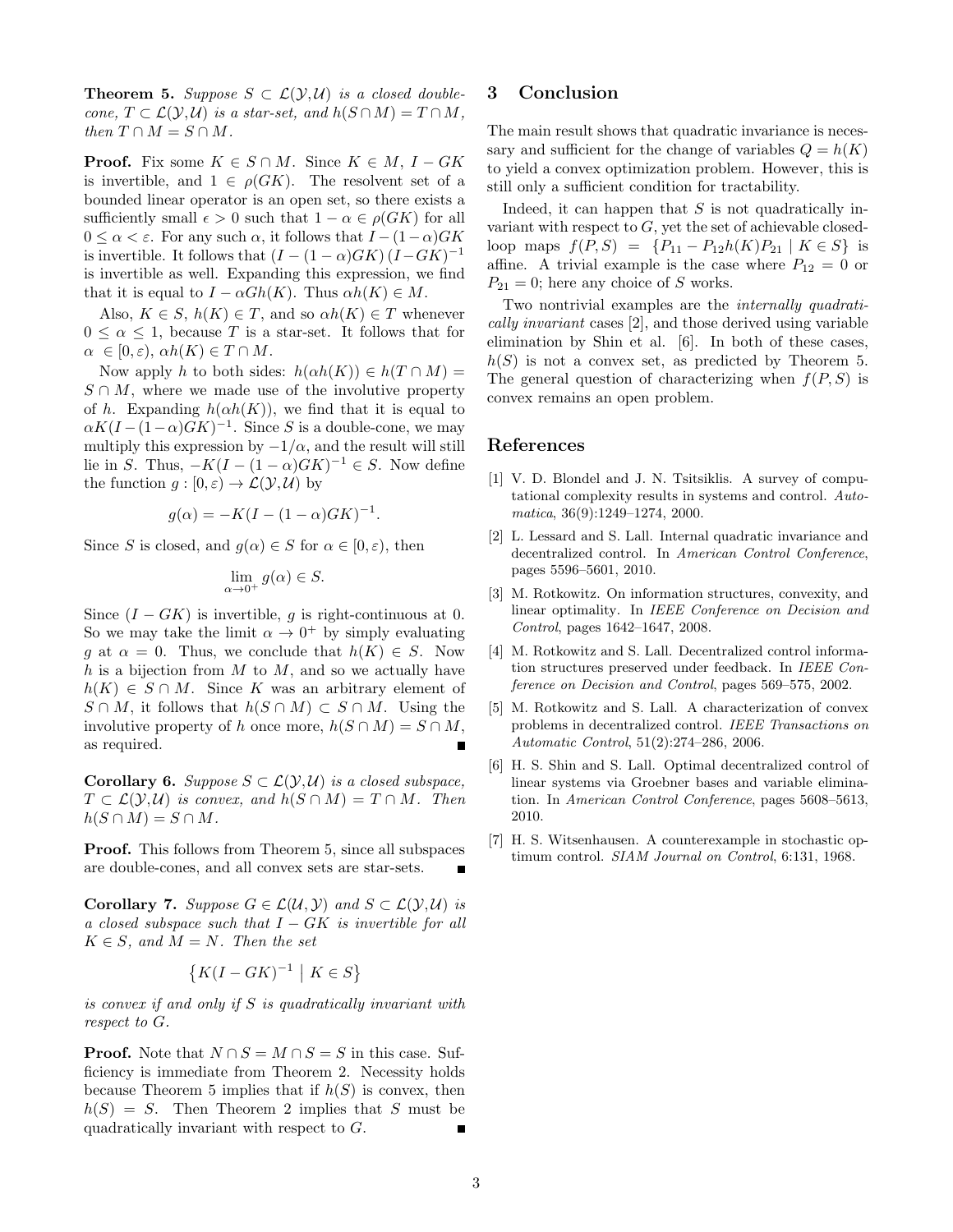**Theorem 5.** *Suppose $S \subset \mathcal{L}(\mathcal{Y},\mathcal{U})$ is a closed double-cone, $T \subset \mathcal{L}(\mathcal{Y},\mathcal{U})$ is a star-set, and $h(S \cap M) = T \cap M$, then $T \cap M = S \cap M$.*

**Proof.** Fix some $K \in S \cap M$. Since $K \in M$, $I - GK$ is invertible, and $1 \in \rho(GK)$. The resolvent set of a bounded linear operator is an open set, so there exists a sufficiently small $\epsilon > 0$ such that $1 - \alpha \in \rho(GK)$ for all $0 \le \alpha < \varepsilon$. For any such $\alpha$, it follows that $I - (1-\alpha)GK$ is invertible. It follows that $(I - (1-\alpha)GK)\,(I - GK)^{-1}$ is invertible as well. Expanding this expression, we find that it is equal to $I - \alpha G h(K)$. Thus $\alpha h(K) \in M$.

Also, $K \in S$, $h(K) \in T$, and so $\alpha h(K) \in T$ whenever $0 \le \alpha \le 1$, because $T$ is a star-set. It follows that for $\alpha \in [0, \varepsilon)$, $\alpha h(K) \in T \cap M$.

Now apply $h$ to both sides: $h(\alpha h(K)) \in h(T \cap M) = S \cap M$, where we made use of the involutive property of $h$. Expanding $h(\alpha h(K))$, we find that it is equal to $\alpha K (I - (1-\alpha)GK)^{-1}$. Since $S$ is a double-cone, we may multiply this expression by $-1/\alpha$, and the result will still lie in $S$. Thus, $-K(I-(1-\alpha)GK)^{-1} \in S$. Now define the function $g : [0, \varepsilon) \to \mathcal{L}(\mathcal{Y},\mathcal{U})$ by

$$g(\alpha) = -K(I - (1-\alpha)GK)^{-1}.$$

Since $S$ is closed, and $g(\alpha) \in S$ for $\alpha \in [0, \varepsilon)$, then

$$\lim_{\alpha \to 0^+} g(\alpha) \in S.$$

Since $(I - GK)$ is invertible, $g$ is right-continuous at 0. So we may take the limit $\alpha \to 0^+$ by simply evaluating $g$ at $\alpha = 0$. Thus, we conclude that $h(K) \in S$. Now $h$ is a bijection from $M$ to $M$, and so we actually have $h(K) \in S \cap M$. Since $K$ was an arbitrary element of $S \cap M$, it follows that $h(S \cap M) \subset S \cap M$. Using the involutive property of $h$ once more, $h(S \cap M) = S \cap M$, as required. ∎

**Corollary 6.** *Suppose $S \subset \mathcal{L}(\mathcal{Y},\mathcal{U})$ is a closed subspace, $T \subset \mathcal{L}(\mathcal{Y},\mathcal{U})$ is convex, and $h(S \cap M) = T \cap M$. Then $h(S \cap M) = S \cap M$.*

**Proof.** This follows from Theorem 5, since all subspaces are double-cones, and all convex sets are star-sets. ∎

**Corollary 7.** *Suppose $G \in \mathcal{L}(\mathcal{U},\mathcal{Y})$ and $S \subset \mathcal{L}(\mathcal{Y},\mathcal{U})$ is a closed subspace such that $I - GK$ is invertible for all $K \in S$, and $M = N$. Then the set*

$$\left\{ K(I - GK)^{-1} \;\middle|\; K \in S \right\}$$

*is convex if and only if $S$ is quadratically invariant with respect to $G$.*

**Proof.** Note that $N \cap S = M \cap S = S$ in this case. Sufficiency is immediate from Theorem 2. Necessity holds because Theorem 5 implies that if $h(S)$ is convex, then $h(S) = S$. Then Theorem 2 implies that $S$ must be quadratically invariant with respect to $G$. ∎

## 3 Conclusion

The main result shows that quadratic invariance is necessary and sufficient for the change of variables $Q = h(K)$ to yield a convex optimization problem. However, this is still only a sufficient condition for tractability.

Indeed, it can happen that $S$ is not quadratically invariant with respect to $G$, yet the set of achievable closed-loop maps $f(P, S) = \{P_{11} - P_{12} h(K) P_{21} \mid K \in S\}$ is affine. A trivial example is the case where $P_{12} = 0$ or $P_{21} = 0$; here any choice of $S$ works.

Two nontrivial examples are the *internally quadratically invariant* cases [2], and those derived using variable elimination by Shin et al. [6]. In both of these cases, $h(S)$ is not a convex set, as predicted by Theorem 5. The general question of characterizing when $f(P, S)$ is convex remains an open problem.

## References

[1] V. D. Blondel and J. N. Tsitsiklis. A survey of computational complexity results in systems and control. *Automatica*, 36(9):1249–1274, 2000.

[2] L. Lessard and S. Lall. Internal quadratic invariance and decentralized control. In *American Control Conference*, pages 5596–5601, 2010.

[3] M. Rotkowitz. On information structures, convexity, and linear optimality. In *IEEE Conference on Decision and Control*, pages 1642–1647, 2008.

[4] M. Rotkowitz and S. Lall. Decentralized control information structures preserved under feedback. In *IEEE Conference on Decision and Control*, pages 569–575, 2002.

[5] M. Rotkowitz and S. Lall. A characterization of convex problems in decentralized control. *IEEE Transactions on Automatic Control*, 51(2):274–286, 2006.

[6] H. S. Shin and S. Lall. Optimal decentralized control of linear systems via Groebner bases and variable elimination. In *American Control Conference*, pages 5608–5613, 2010.

[7] H. S. Witsenhausen. A counterexample in stochastic optimum control. *SIAM Journal on Control*, 6:131, 1968.